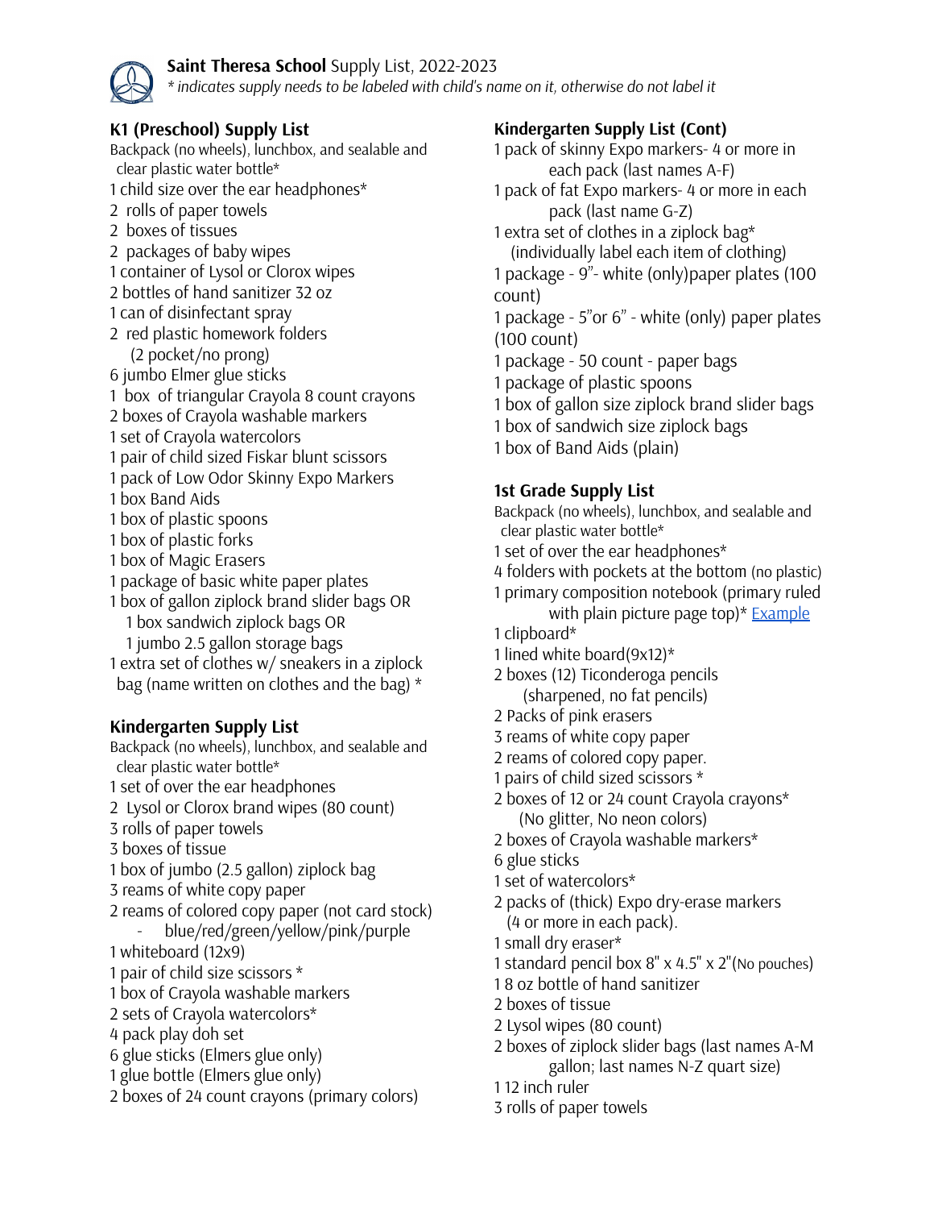**Saint Theresa School** Supply List, 2022-2023

*\* indicates supply needs to be labeled with child's name on it, otherwise do not label it*

## K1 (Preschool) Supply List

Backpack (no wheels), lunchbox, and sealable and clear plastic water bottle*
1 child size over the ear headphones*
2 rolls of paper towels
2 boxes of tissues
2 packages of baby wipes
1 container of Lysol or Clorox wipes
2 bottles of hand sanitizer 32 oz
1 can of disinfectant spray
2 red plastic homework folders
(2 pocket/no prong)
6 jumbo Elmer glue sticks
1 box of triangular Crayola 8 count crayons
2 boxes of Crayola washable markers
1 set of Crayola watercolors
1 pair of child sized Fiskar blunt scissors
1 pack of Low Odor Skinny Expo Markers
1 box Band Aids
1 box of plastic spoons
1 box of plastic forks
1 box of Magic Erasers
1 package of basic white paper plates
1 box of gallon ziplock brand slider bags OR
1 box sandwich ziplock bags OR
1 jumbo 2.5 gallon storage bags
1 extra set of clothes w/ sneakers in a ziplock bag (name written on clothes and the bag) *

## Kindergarten Supply List

Backpack (no wheels), lunchbox, and sealable and clear plastic water bottle*
1 set of over the ear headphones
2 Lysol or Clorox brand wipes (80 count)
3 rolls of paper towels
3 boxes of tissue
1 box of jumbo (2.5 gallon) ziplock bag
3 reams of white copy paper
2 reams of colored copy paper (not card stock)
- blue/red/green/yellow/pink/purple

1 whiteboard (12x9)
1 pair of child size scissors *
1 box of Crayola washable markers
2 sets of Crayola watercolors*
4 pack play doh set
6 glue sticks (Elmers glue only)
1 glue bottle (Elmers glue only)
2 boxes of 24 count crayons (primary colors)

## Kindergarten Supply List (Cont)

1 pack of skinny Expo markers- 4 or more in each pack (last names A-F)
1 pack of fat Expo markers- 4 or more in each pack (last name G-Z)
1 extra set of clothes in a ziplock bag*
(individually label each item of clothing)
1 package - 9"- white (only)paper plates (100 count)
1 package - 5"or 6" - white (only) paper plates (100 count)
1 package - 50 count - paper bags
1 package of plastic spoons
1 box of gallon size ziplock brand slider bags
1 box of sandwich size ziplock bags
1 box of Band Aids (plain)

## 1st Grade Supply List

Backpack (no wheels), lunchbox, and sealable and clear plastic water bottle*
1 set of over the ear headphones*
4 folders with pockets at the bottom (no plastic)
1 primary composition notebook (primary ruled with plain picture page top)* Example
1 clipboard*
1 lined white board(9x12)*
2 boxes (12) Ticonderoga pencils
(sharpened, no fat pencils)
2 Packs of pink erasers
3 reams of white copy paper
2 reams of colored copy paper.
1 pairs of child sized scissors *
2 boxes of 12 or 24 count Crayola crayons*
(No glitter, No neon colors)
2 boxes of Crayola washable markers*
6 glue sticks
1 set of watercolors*
2 packs of (thick) Expo dry-erase markers
(4 or more in each pack).
1 small dry eraser*
1 standard pencil box 8" x 4.5" x 2"(No pouches)
1 8 oz bottle of hand sanitizer
2 boxes of tissue
2 Lysol wipes (80 count)
2 boxes of ziplock slider bags (last names A-M gallon; last names N-Z quart size)
1 12 inch ruler
3 rolls of paper towels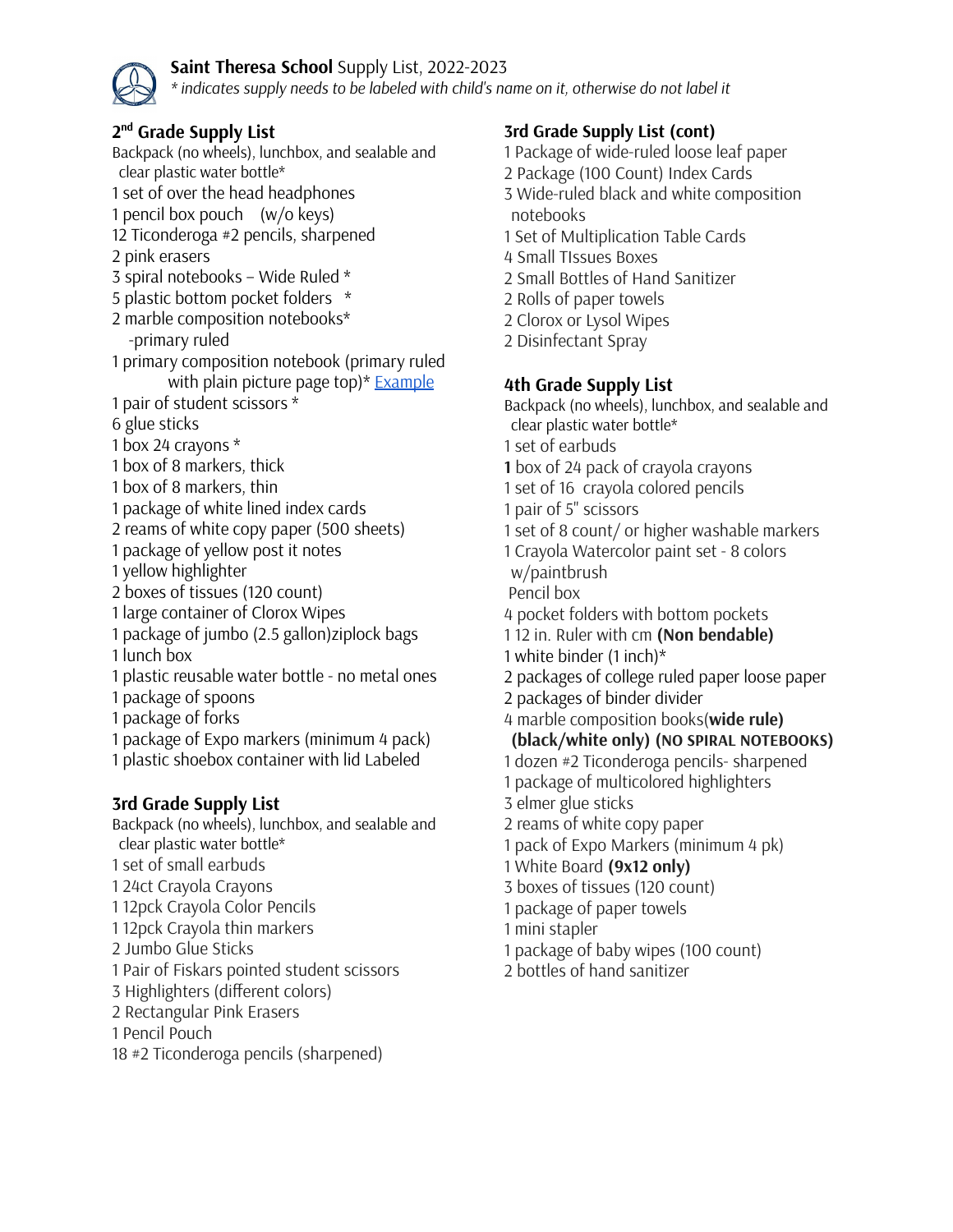**Saint Theresa School** Supply List, 2022-2023

*\* indicates supply needs to be labeled with child's name on it, otherwise do not label it*

## 2nd Grade Supply List

Backpack (no wheels), lunchbox, and sealable and clear plastic water bottle*
1 set of over the head headphones
1 pencil box pouch (w/o keys)
12 Ticonderoga #2 pencils, sharpened
2 pink erasers
3 spiral notebooks – Wide Ruled *
5 plastic bottom pocket folders *
2 marble composition notebooks* -primary ruled
1 primary composition notebook (primary ruled with plain picture page top)* [Example]
1 pair of student scissors *
6 glue sticks
1 box 24 crayons *
1 box of 8 markers, thick
1 box of 8 markers, thin
1 package of white lined index cards
2 reams of white copy paper (500 sheets)
1 package of yellow post it notes
1 yellow highlighter
2 boxes of tissues (120 count)
1 large container of Clorox Wipes
1 package of jumbo (2.5 gallon)ziplock bags
1 lunch box
1 plastic reusable water bottle - no metal ones
1 package of spoons
1 package of forks
1 package of Expo markers (minimum 4 pack)
1 plastic shoebox container with lid Labeled

## 3rd Grade Supply List

Backpack (no wheels), lunchbox, and sealable and clear plastic water bottle*
1 set of small earbuds
1 24ct Crayola Crayons
1 12pck Crayola Color Pencils
1 12pck Crayola thin markers
2 Jumbo Glue Sticks
1 Pair of Fiskars pointed student scissors
3 Highlighters (different colors)
2 Rectangular Pink Erasers
1 Pencil Pouch
18 #2 Ticonderoga pencils (sharpened)

## 3rd Grade Supply List (cont)

1 Package of wide-ruled loose leaf paper
2 Package (100 Count) Index Cards
3 Wide-ruled black and white composition notebooks
1 Set of Multiplication Table Cards
4 Small TIssues Boxes
2 Small Bottles of Hand Sanitizer
2 Rolls of paper towels
2 Clorox or Lysol Wipes
2 Disinfectant Spray

## 4th Grade Supply List

Backpack (no wheels), lunchbox, and sealable and clear plastic water bottle*
1 set of earbuds
**1** box of 24 pack of crayola crayons
1 set of 16 crayola colored pencils
1 pair of 5" scissors
1 set of 8 count/ or higher washable markers
1 Crayola Watercolor paint set - 8 colors w/paintbrush
Pencil box
4 pocket folders with bottom pockets
1 12 in. Ruler with cm **(Non bendable)**
1 white binder (1 inch)*
2 packages of college ruled paper loose paper
2 packages of binder divider
4 marble composition books(**wide rule) (black/white only) (NO SPIRAL NOTEBOOKS)**
1 dozen #2 Ticonderoga pencils- sharpened
1 package of multicolored highlighters
3 elmer glue sticks
2 reams of white copy paper
1 pack of Expo Markers (minimum 4 pk)
1 White Board **(9x12 only)**
3 boxes of tissues (120 count)
1 package of paper towels
1 mini stapler
1 package of baby wipes (100 count)
2 bottles of hand sanitizer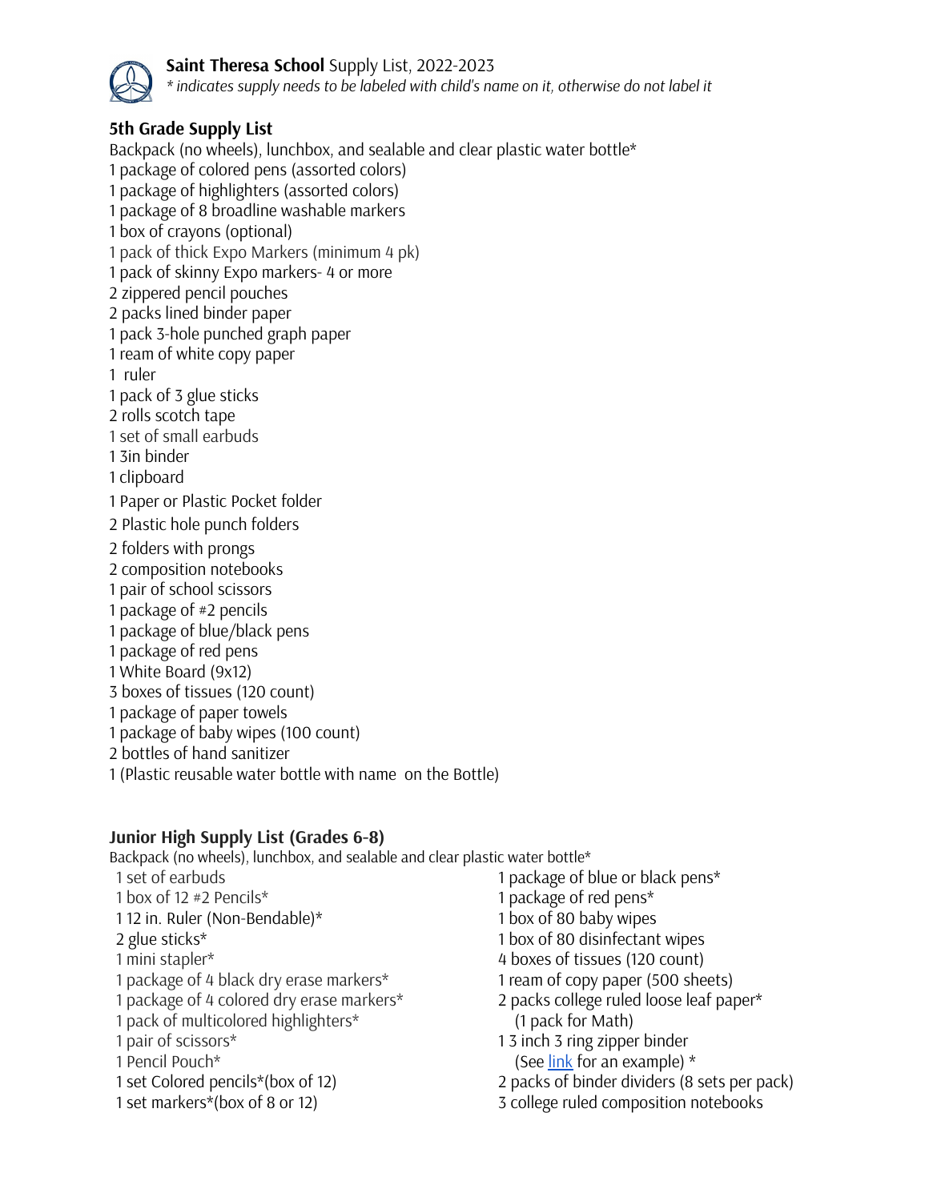**Saint Theresa School** Supply List, 2022-2023
*\* indicates supply needs to be labeled with child's name on it, otherwise do not label it*

## 5th Grade Supply List

Backpack (no wheels), lunchbox, and sealable and clear plastic water bottle*
1 package of colored pens (assorted colors)
1 package of highlighters (assorted colors)
1 package of 8 broadline washable markers
1 box of crayons (optional)
1 pack of thick Expo Markers (minimum 4 pk)
1 pack of skinny Expo markers- 4 or more
2 zippered pencil pouches
2 packs lined binder paper
1 pack 3-hole punched graph paper
1 ream of white copy paper
1 ruler
1 pack of 3 glue sticks
2 rolls scotch tape
1 set of small earbuds
1 3in binder
1 clipboard
1 Paper or Plastic Pocket folder
2 Plastic hole punch folders
2 folders with prongs
2 composition notebooks
1 pair of school scissors
1 package of #2 pencils
1 package of blue/black pens
1 package of red pens
1 White Board (9x12)
3 boxes of tissues (120 count)
1 package of paper towels
1 package of baby wipes (100 count)
2 bottles of hand sanitizer
1 (Plastic reusable water bottle with name on the Bottle)

## Junior High Supply List (Grades 6-8)

Backpack (no wheels), lunchbox, and sealable and clear plastic water bottle*
1 set of earbuds
1 box of 12 #2 Pencils*
1 12 in. Ruler (Non-Bendable)*
2 glue sticks*
1 mini stapler*
1 package of 4 black dry erase markers*
1 package of 4 colored dry erase markers*
1 pack of multicolored highlighters*
1 pair of scissors*
1 Pencil Pouch*
1 set Colored pencils*(box of 12)
1 set markers*(box of 8 or 12)
1 package of blue or black pens*
1 package of red pens*
1 box of 80 baby wipes
1 box of 80 disinfectant wipes
4 boxes of tissues (120 count)
1 ream of copy paper (500 sheets)
2 packs college ruled loose leaf paper*
(1 pack for Math)
1 3 inch 3 ring zipper binder
(See link for an example) *
2 packs of binder dividers (8 sets per pack)
3 college ruled composition notebooks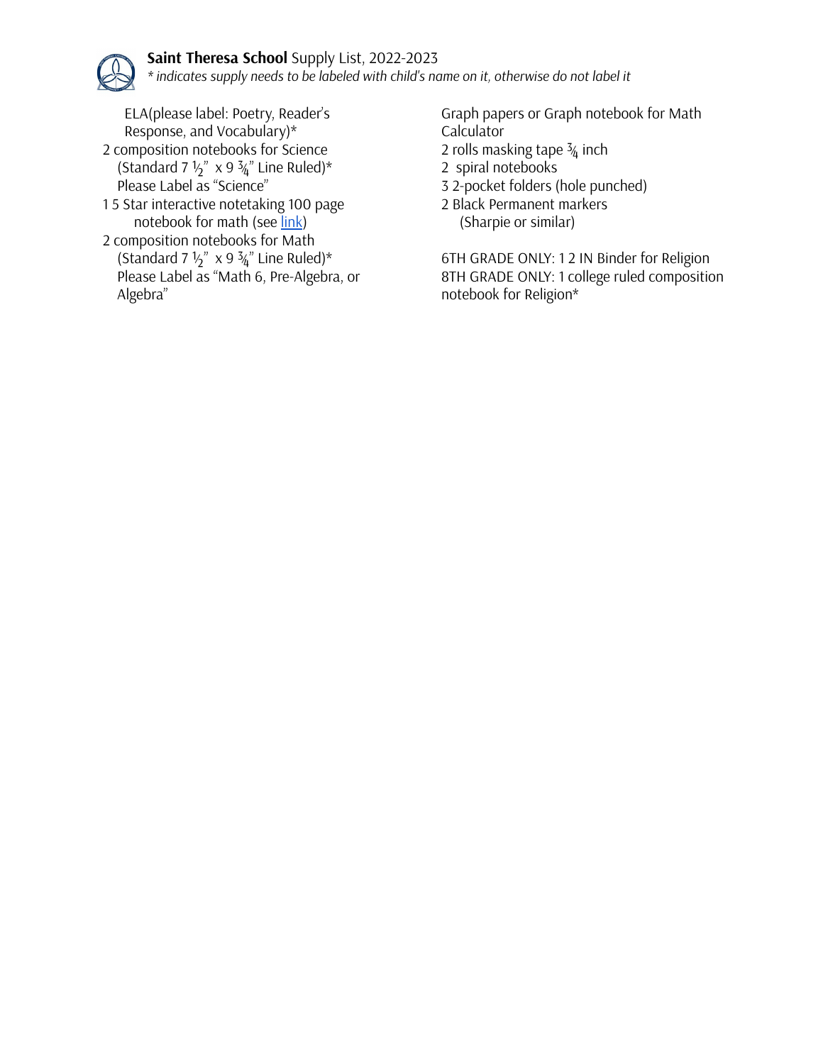**Saint Theresa School** Supply List, 2022-2023

*\* indicates supply needs to be labeled with child's name on it, otherwise do not label it*

ELA(please label: Poetry, Reader's Response, and Vocabulary)*

2 composition notebooks for Science (Standard 7 ½" x 9 ¾" Line Ruled)* Please Label as "Science"

1 5 Star interactive notetaking 100 page notebook for math (see link)

2 composition notebooks for Math (Standard 7 ½" x 9 ¾" Line Ruled)* Please Label as "Math 6, Pre-Algebra, or Algebra"

Graph papers or Graph notebook for Math

Calculator

2 rolls masking tape ¾ inch

2 spiral notebooks

3 2-pocket folders (hole punched)

2 Black Permanent markers (Sharpie or similar)

6TH GRADE ONLY: 1 2 IN Binder for Religion

8TH GRADE ONLY: 1 college ruled composition notebook for Religion*